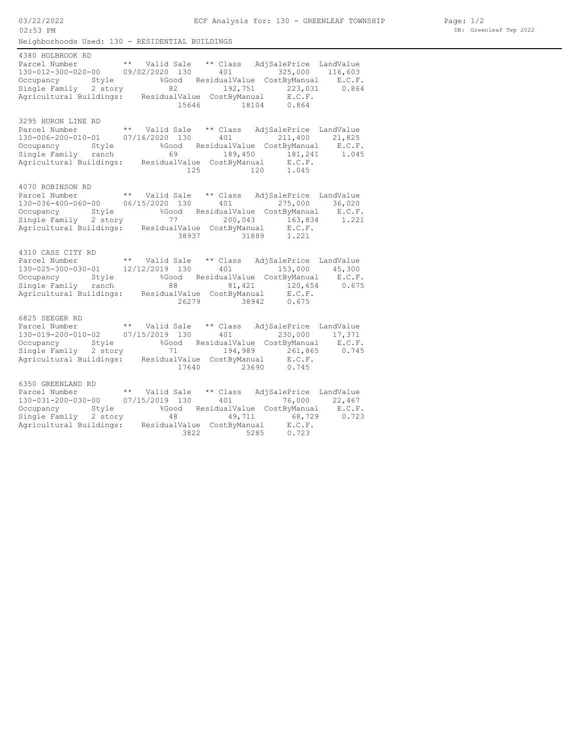# ECF Analysis for: 130 - GREENLEAF TOWNSHIP

Neighborhoods Used: 130 - RESIDENTIAL BUILDINGS

## 4380 HOLBROOK RD

| Parcel Number | ** | Valid Sale | ** Class | AdjSalePrice | LandValue |
|---|---|---|---|---|---|
| 130-012-300-020-00 | 09/02/2020 | 130 | 401 | 325,000 | 116,603 |

| Occupancy | Style | %Good | ResidualValue | CostByManual | E.C.F. |
|---|---|---|---|---|---|
| Single Family | 2 story | 82 | 192,751 | 223,031 | 0.864 |

| Agricultural Buildings: | ResidualValue | CostByManual | E.C.F. |
|---|---|---|---|
| | 15646 | 18104 | 0.864 |

## 3295 HURON LINE RD

| Parcel Number | ** | Valid Sale | ** Class | AdjSalePrice | LandValue |
|---|---|---|---|---|---|
| 130-006-200-010-01 | 07/16/2020 | 130 | 401 | 211,400 | 21,825 |

| Occupancy | Style | %Good | ResidualValue | CostByManual | E.C.F. |
|---|---|---|---|---|---|
| Single Family | ranch | 69 | 189,450 | 181,241 | 1.045 |

| Agricultural Buildings: | ResidualValue | CostByManual | E.C.F. |
|---|---|---|---|
| | 125 | 120 | 1.045 |

## 4070 ROBINSON RD

| Parcel Number | ** | Valid Sale | ** Class | AdjSalePrice | LandValue |
|---|---|---|---|---|---|
| 130-036-400-060-00 | 06/15/2020 | 130 | 401 | 275,000 | 36,020 |

| Occupancy | Style | %Good | ResidualValue | CostByManual | E.C.F. |
|---|---|---|---|---|---|
| Single Family | 2 story | 77 | 200,043 | 163,834 | 1.221 |

| Agricultural Buildings: | ResidualValue | CostByManual | E.C.F. |
|---|---|---|---|
| | 38937 | 31889 | 1.221 |

## 4310 CASS CITY RD

| Parcel Number | ** | Valid Sale | ** Class | AdjSalePrice | LandValue |
|---|---|---|---|---|---|
| 130-025-300-030-01 | 12/12/2019 | 130 | 401 | 153,000 | 45,300 |

| Occupancy | Style | %Good | ResidualValue | CostByManual | E.C.F. |
|---|---|---|---|---|---|
| Single Family | ranch | 88 | 81,421 | 120,654 | 0.675 |

| Agricultural Buildings: | ResidualValue | CostByManual | E.C.F. |
|---|---|---|---|
| | 26279 | 38942 | 0.675 |

## 6825 SEEGER RD

| Parcel Number | ** | Valid Sale | ** Class | AdjSalePrice | LandValue |
|---|---|---|---|---|---|
| 130-019-200-010-02 | 07/15/2019 | 130 | 401 | 230,000 | 17,371 |

| Occupancy | Style | %Good | ResidualValue | CostByManual | E.C.F. |
|---|---|---|---|---|---|
| Single Family | 2 story | 71 | 194,989 | 261,865 | 0.745 |

| Agricultural Buildings: | ResidualValue | CostByManual | E.C.F. |
|---|---|---|---|
| | 17640 | 23690 | 0.745 |

## 6350 GREENLAND RD

| Parcel Number | ** | Valid Sale | ** Class | AdjSalePrice | LandValue |
|---|---|---|---|---|---|
| 130-031-200-030-00 | 07/15/2019 | 130 | 401 | 76,000 | 22,467 |

| Occupancy | Style | %Good | ResidualValue | CostByManual | E.C.F. |
|---|---|---|---|---|---|
| Single Family | 2 story | 48 | 49,711 | 68,729 | 0.723 |

| Agricultural Buildings: | ResidualValue | CostByManual | E.C.F. |
|---|---|---|---|
| | 3822 | 5285 | 0.723 |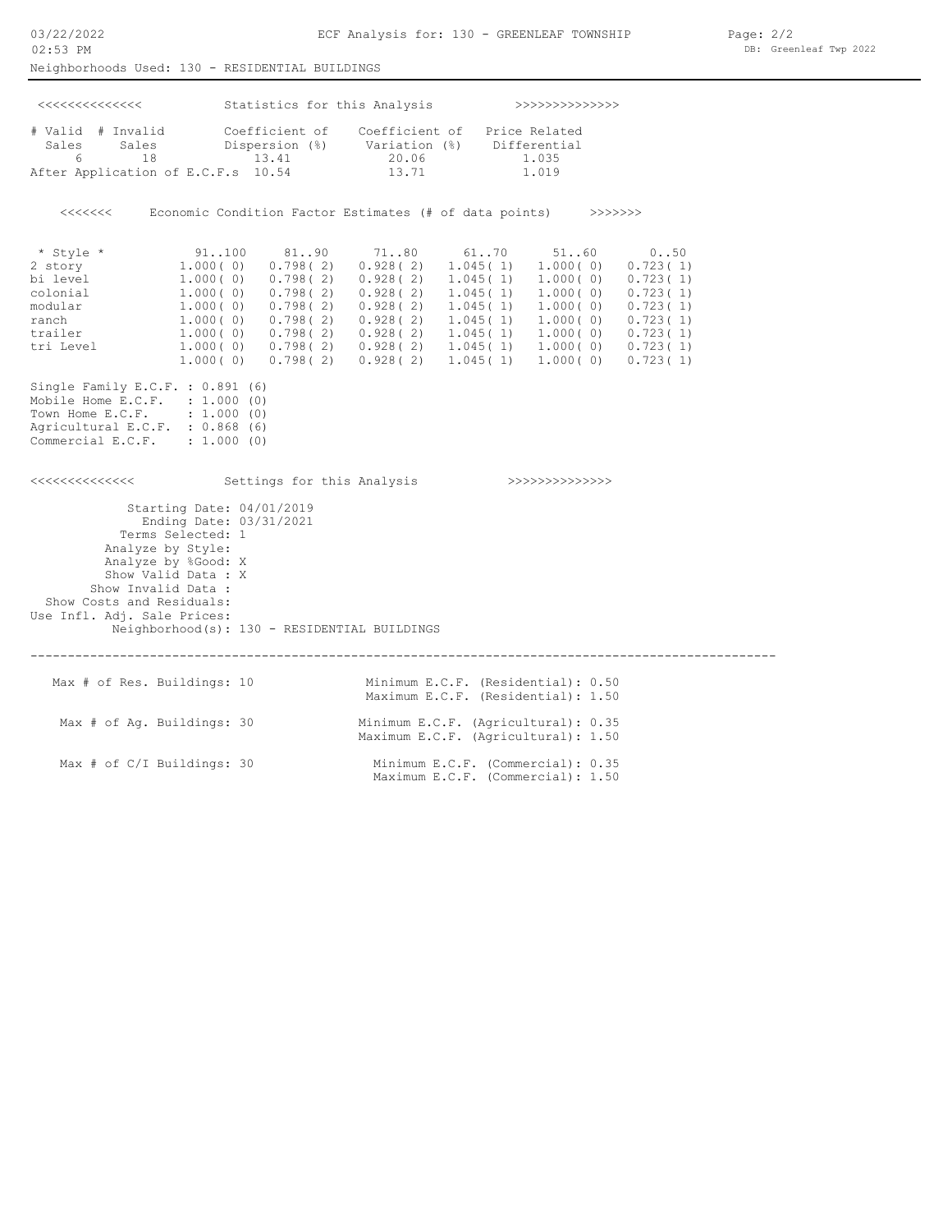Neighborhoods Used: 130 - RESIDENTIAL BUILDINGS

<<<<<<<<<<<<<< Statistics for this Analysis >>>>>>>>>>>>>>

| # Valid Sales | # Invalid Sales | Coefficient of Dispersion (%) | Coefficient of Variation (%) | Price Related Differential |
|---|---|---|---|---|
| 6 | 18 | 13.41 | 20.06 | 1.035 |
| After Application of E.C.F.s | | 10.54 | 13.71 | 1.019 |

<<<<<<< Economic Condition Factor Estimates (# of data points) >>>>>>>

| * Style * | 91..100 | 81..90 | 71..80 | 61..70 | 51..60 | 0..50 |
|---|---|---|---|---|---|---|
| 2 story | 1.000( 0) | 0.798( 2) | 0.928( 2) | 1.045( 1) | 1.000( 0) | 0.723( 1) |
| bi level | 1.000( 0) | 0.798( 2) | 0.928( 2) | 1.045( 1) | 1.000( 0) | 0.723( 1) |
| colonial | 1.000( 0) | 0.798( 2) | 0.928( 2) | 1.045( 1) | 1.000( 0) | 0.723( 1) |
| modular | 1.000( 0) | 0.798( 2) | 0.928( 2) | 1.045( 1) | 1.000( 0) | 0.723( 1) |
| ranch | 1.000( 0) | 0.798( 2) | 0.928( 2) | 1.045( 1) | 1.000( 0) | 0.723( 1) |
| trailer | 1.000( 0) | 0.798( 2) | 0.928( 2) | 1.045( 1) | 1.000( 0) | 0.723( 1) |
| tri Level | 1.000( 0) | 0.798( 2) | 0.928( 2) | 1.045( 1) | 1.000( 0) | 0.723( 1) |
| | 1.000( 0) | 0.798( 2) | 0.928( 2) | 1.045( 1) | 1.000( 0) | 0.723( 1) |

Single Family E.C.F. : 0.891 (6)
Mobile Home E.C.F. : 1.000 (0)
Town Home E.C.F. : 1.000 (0)
Agricultural E.C.F. : 0.868 (6)
Commercial E.C.F. : 1.000 (0)

<<<<<<<<<<<<<< Settings for this Analysis >>>>>>>>>>>>>>

Starting Date: 04/01/2019
Ending Date: 03/31/2021
Terms Selected: 1
Analyze by Style:
Analyze by %Good: X
Show Valid Data : X
Show Invalid Data :
Show Costs and Residuals:
Use Infl. Adj. Sale Prices:
Neighborhood(s): 130 - RESIDENTIAL BUILDINGS

---

Max # of Res. Buildings: 10 — Minimum E.C.F. (Residential): 0.50, Maximum E.C.F. (Residential): 1.50

Max # of Ag. Buildings: 30 — Minimum E.C.F. (Agricultural): 0.35, Maximum E.C.F. (Agricultural): 1.50

Max # of C/I Buildings: 30 — Minimum E.C.F. (Commercial): 0.35, Maximum E.C.F. (Commercial): 1.50